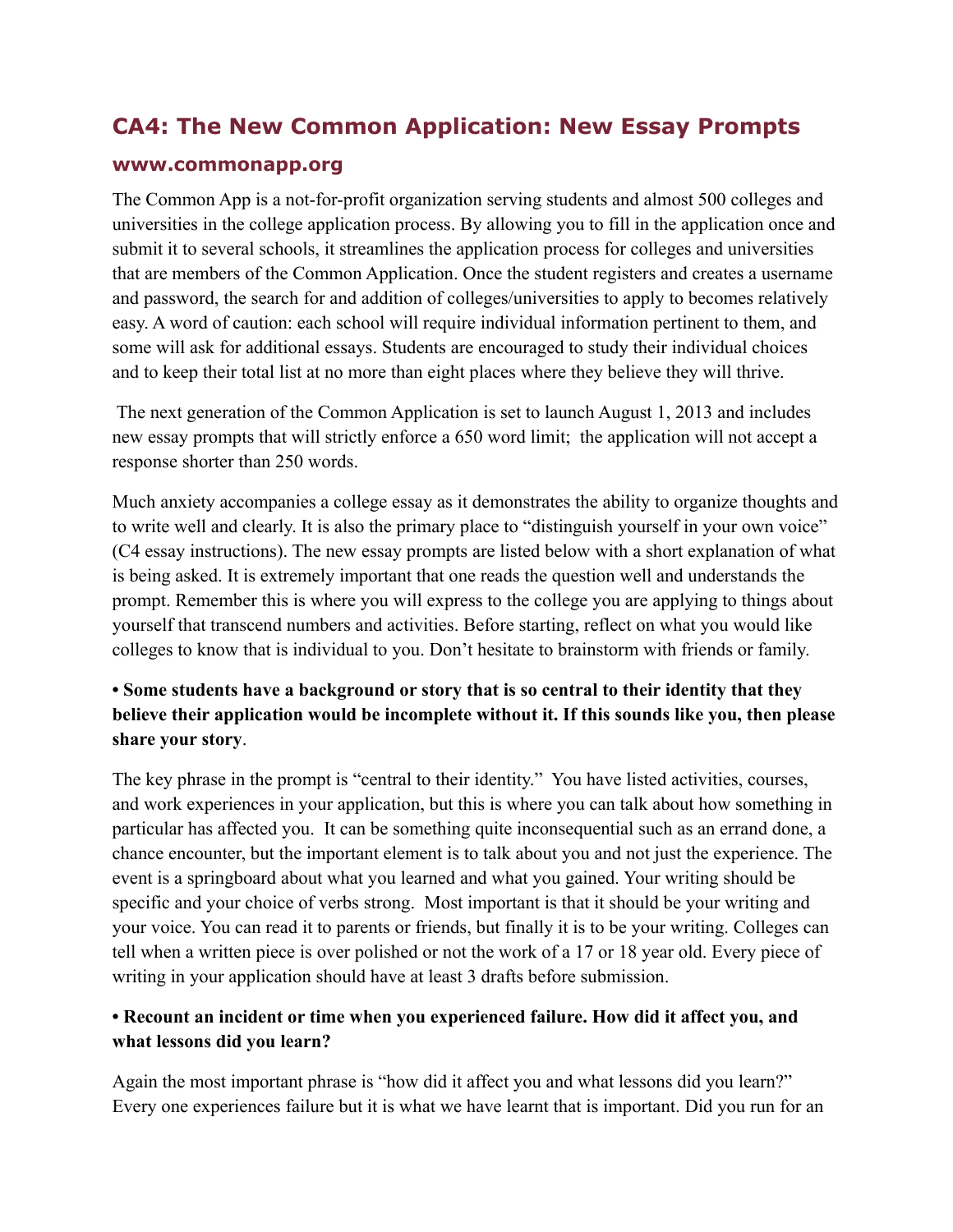## CA4: The New Common Application: New Essay Prompts

### www.commonapp.org

The Common App is a not-for-profit organization serving students and almost 500 colleges and universities in the college application process. By allowing you to fill in the application once and submit it to several schools, it streamlines the application process for colleges and universities that are members of the Common Application. Once the student registers and creates a username and password, the search for and addition of colleges/universities to apply to becomes relatively easy. A word of caution: each school will require individual information pertinent to them, and some will ask for additional essays. Students are encouraged to study their individual choices and to keep their total list at no more than eight places where they believe they will thrive.

The next generation of the Common Application is set to launch August 1, 2013 and includes new essay prompts that will strictly enforce a 650 word limit; the application will not accept a response shorter than 250 words.

Much anxiety accompanies a college essay as it demonstrates the ability to organize thoughts and to write well and clearly. It is also the primary place to "distinguish yourself in your own voice" (C4 essay instructions). The new essay prompts are listed below with a short explanation of what is being asked. It is extremely important that one reads the question well and understands the prompt. Remember this is where you will express to the college you are applying to things about yourself that transcend numbers and activities. Before starting, reflect on what you would like colleges to know that is individual to you. Don't hesitate to brainstorm with friends or family.

**• Some students have a background or story that is so central to their identity that they believe their application would be incomplete without it. If this sounds like you, then please share your story**.

The key phrase in the prompt is "central to their identity." You have listed activities, courses, and work experiences in your application, but this is where you can talk about how something in particular has affected you. It can be something quite inconsequential such as an errand done, a chance encounter, but the important element is to talk about you and not just the experience. The event is a springboard about what you learned and what you gained. Your writing should be specific and your choice of verbs strong. Most important is that it should be your writing and your voice. You can read it to parents or friends, but finally it is to be your writing. Colleges can tell when a written piece is over polished or not the work of a 17 or 18 year old. Every piece of writing in your application should have at least 3 drafts before submission.

**• Recount an incident or time when you experienced failure. How did it affect you, and what lessons did you learn?**

Again the most important phrase is "how did it affect you and what lessons did you learn?" Every one experiences failure but it is what we have learnt that is important. Did you run for an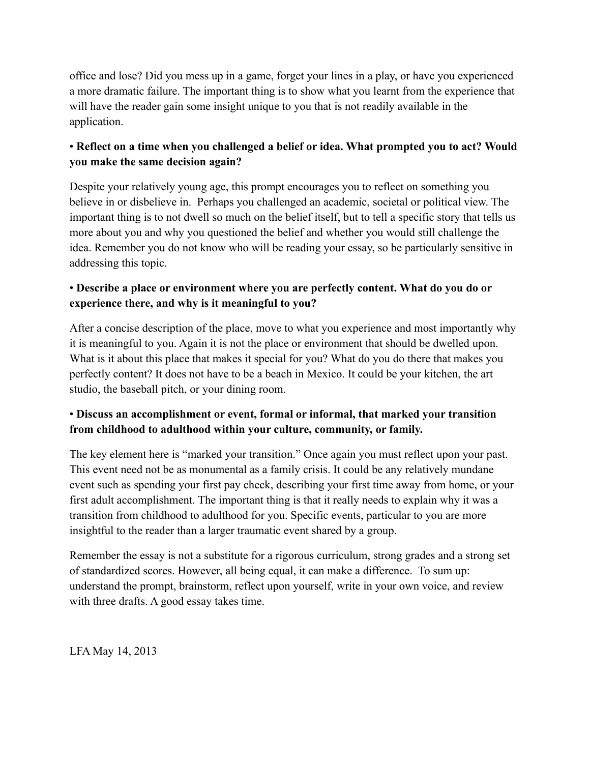office and lose? Did you mess up in a game, forget your lines in a play, or have you experienced a more dramatic failure. The important thing is to show what you learnt from the experience that will have the reader gain some insight unique to you that is not readily available in the application.

• **Reflect on a time when you challenged a belief or idea. What prompted you to act? Would you make the same decision again?**

Despite your relatively young age, this prompt encourages you to reflect on something you believe in or disbelieve in. Perhaps you challenged an academic, societal or political view. The important thing is to not dwell so much on the belief itself, but to tell a specific story that tells us more about you and why you questioned the belief and whether you would still challenge the idea. Remember you do not know who will be reading your essay, so be particularly sensitive in addressing this topic.

• **Describe a place or environment where you are perfectly content. What do you do or experience there, and why is it meaningful to you?**

After a concise description of the place, move to what you experience and most importantly why it is meaningful to you. Again it is not the place or environment that should be dwelled upon. What is it about this place that makes it special for you? What do you do there that makes you perfectly content? It does not have to be a beach in Mexico. It could be your kitchen, the art studio, the baseball pitch, or your dining room.

• **Discuss an accomplishment or event, formal or informal, that marked your transition from childhood to adulthood within your culture, community, or family.**

The key element here is "marked your transition." Once again you must reflect upon your past. This event need not be as monumental as a family crisis. It could be any relatively mundane event such as spending your first pay check, describing your first time away from home, or your first adult accomplishment. The important thing is that it really needs to explain why it was a transition from childhood to adulthood for you. Specific events, particular to you are more insightful to the reader than a larger traumatic event shared by a group.

Remember the essay is not a substitute for a rigorous curriculum, strong grades and a strong set of standardized scores. However, all being equal, it can make a difference. To sum up: understand the prompt, brainstorm, reflect upon yourself, write in your own voice, and review with three drafts. A good essay takes time.

LFA May 14, 2013